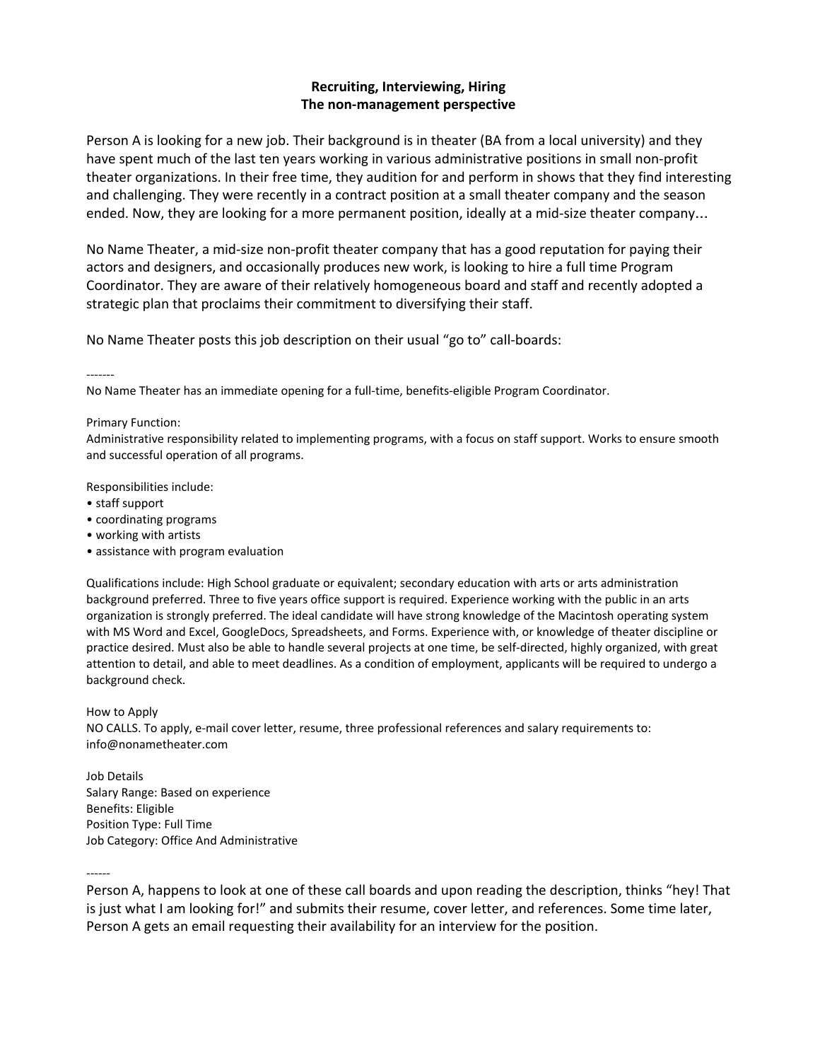# Recruiting, Interviewing, Hiring
## The non-management perspective

Person A is looking for a new job. Their background is in theater (BA from a local university) and they have spent much of the last ten years working in various administrative positions in small non-profit theater organizations. In their free time, they audition for and perform in shows that they find interesting and challenging. They were recently in a contract position at a small theater company and the season ended. Now, they are looking for a more permanent position, ideally at a mid-size theater company…

No Name Theater, a mid-size non-profit theater company that has a good reputation for paying their actors and designers, and occasionally produces new work, is looking to hire a full time Program Coordinator. They are aware of their relatively homogeneous board and staff and recently adopted a strategic plan that proclaims their commitment to diversifying their staff.

No Name Theater posts this job description on their usual "go to" call-boards:

-------

No Name Theater has an immediate opening for a full-time, benefits-eligible Program Coordinator.

Primary Function:
Administrative responsibility related to implementing programs, with a focus on staff support. Works to ensure smooth and successful operation of all programs.

Responsibilities include:

- staff support
- coordinating programs
- working with artists
- assistance with program evaluation

Qualifications include: High School graduate or equivalent; secondary education with arts or arts administration background preferred. Three to five years office support is required. Experience working with the public in an arts organization is strongly preferred. The ideal candidate will have strong knowledge of the Macintosh operating system with MS Word and Excel, GoogleDocs, Spreadsheets, and Forms. Experience with, or knowledge of theater discipline or practice desired. Must also be able to handle several projects at one time, be self-directed, highly organized, with great attention to detail, and able to meet deadlines. As a condition of employment, applicants will be required to undergo a background check.

How to Apply
NO CALLS. To apply, e-mail cover letter, resume, three professional references and salary requirements to: info@nonametheater.com

Job Details
Salary Range: Based on experience
Benefits: Eligible
Position Type: Full Time
Job Category: Office And Administrative

------

Person A, happens to look at one of these call boards and upon reading the description, thinks "hey! That is just what I am looking for!" and submits their resume, cover letter, and references. Some time later, Person A gets an email requesting their availability for an interview for the position.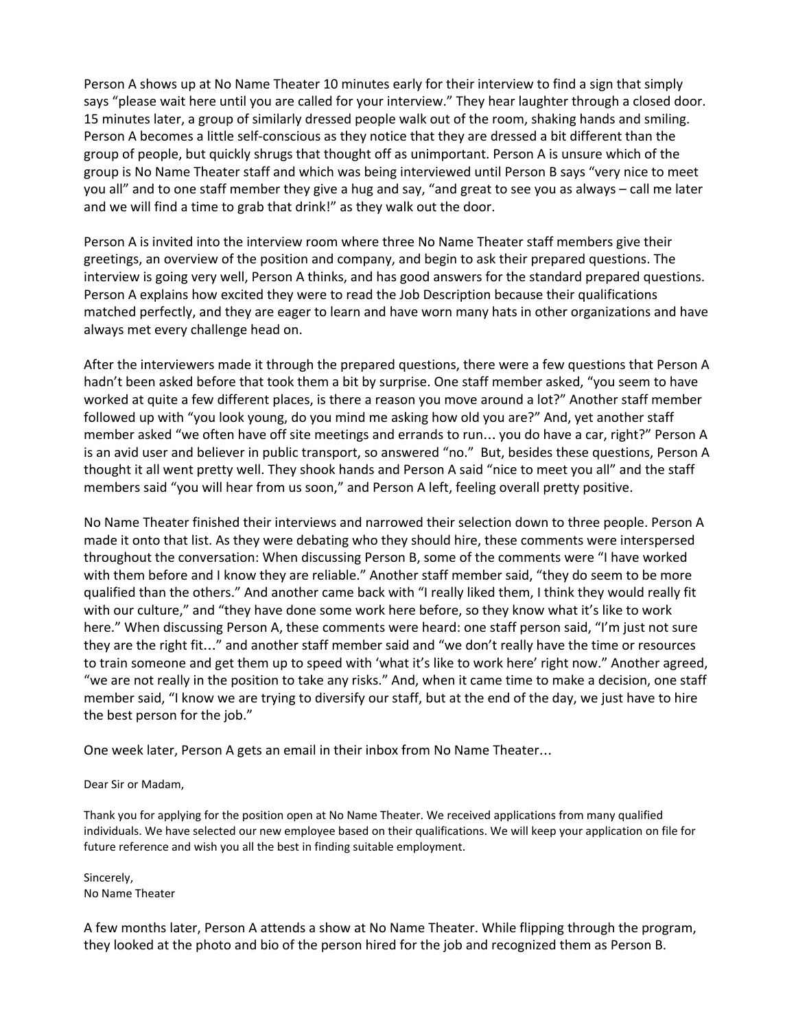Person A shows up at No Name Theater 10 minutes early for their interview to find a sign that simply says "please wait here until you are called for your interview." They hear laughter through a closed door. 15 minutes later, a group of similarly dressed people walk out of the room, shaking hands and smiling. Person A becomes a little self-conscious as they notice that they are dressed a bit different than the group of people, but quickly shrugs that thought off as unimportant. Person A is unsure which of the group is No Name Theater staff and which was being interviewed until Person B says "very nice to meet you all" and to one staff member they give a hug and say, "and great to see you as always – call me later and we will find a time to grab that drink!" as they walk out the door.

Person A is invited into the interview room where three No Name Theater staff members give their greetings, an overview of the position and company, and begin to ask their prepared questions. The interview is going very well, Person A thinks, and has good answers for the standard prepared questions. Person A explains how excited they were to read the Job Description because their qualifications matched perfectly, and they are eager to learn and have worn many hats in other organizations and have always met every challenge head on.

After the interviewers made it through the prepared questions, there were a few questions that Person A hadn't been asked before that took them a bit by surprise. One staff member asked, "you seem to have worked at quite a few different places, is there a reason you move around a lot?" Another staff member followed up with "you look young, do you mind me asking how old you are?" And, yet another staff member asked "we often have off site meetings and errands to run… you do have a car, right?" Person A is an avid user and believer in public transport, so answered "no." But, besides these questions, Person A thought it all went pretty well. They shook hands and Person A said "nice to meet you all" and the staff members said "you will hear from us soon," and Person A left, feeling overall pretty positive.

No Name Theater finished their interviews and narrowed their selection down to three people. Person A made it onto that list. As they were debating who they should hire, these comments were interspersed throughout the conversation: When discussing Person B, some of the comments were "I have worked with them before and I know they are reliable." Another staff member said, "they do seem to be more qualified than the others." And another came back with "I really liked them, I think they would really fit with our culture," and "they have done some work here before, so they know what it's like to work here." When discussing Person A, these comments were heard: one staff person said, "I'm just not sure they are the right fit…" and another staff member said and "we don't really have the time or resources to train someone and get them up to speed with 'what it's like to work here' right now." Another agreed, "we are not really in the position to take any risks." And, when it came time to make a decision, one staff member said, "I know we are trying to diversify our staff, but at the end of the day, we just have to hire the best person for the job."

One week later, Person A gets an email in their inbox from No Name Theater…

Dear Sir or Madam,

Thank you for applying for the position open at No Name Theater. We received applications from many qualified individuals. We have selected our new employee based on their qualifications. We will keep your application on file for future reference and wish you all the best in finding suitable employment.

Sincerely,
No Name Theater

A few months later, Person A attends a show at No Name Theater. While flipping through the program, they looked at the photo and bio of the person hired for the job and recognized them as Person B.